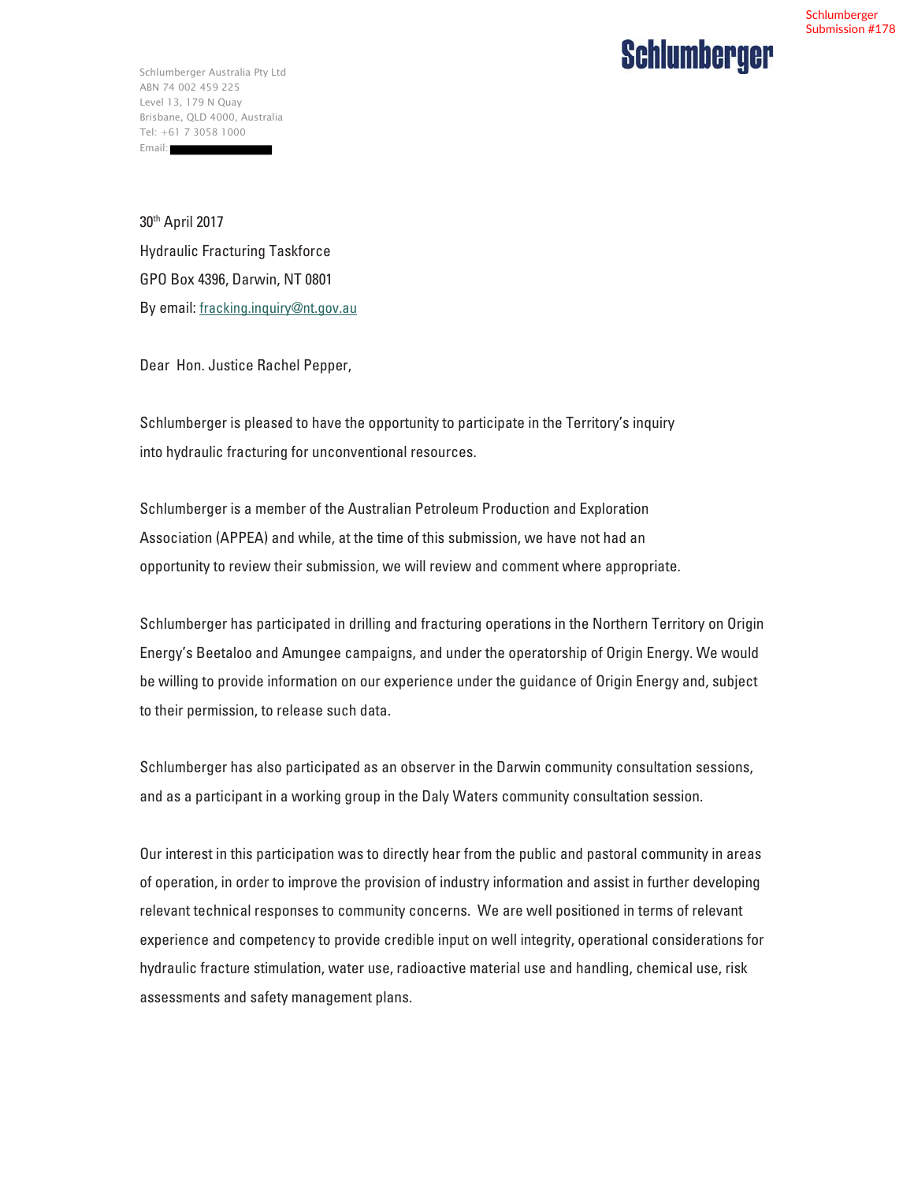Schlumberger Submission #178

**Schlumberger**

Schlumberger Australia Pty Ltd
ABN 74 002 459 225
Level 13, 179 N Quay
Brisbane, QLD 4000, Australia
Tel: +61 7 3058 1000
Email: ████████

30th April 2017

Hydraulic Fracturing Taskforce

GPO Box 4396, Darwin, NT 0801

By email: fracking.inquiry@nt.gov.au

Dear Hon. Justice Rachel Pepper,

Schlumberger is pleased to have the opportunity to participate in the Territory's inquiry into hydraulic fracturing for unconventional resources.

Schlumberger is a member of the Australian Petroleum Production and Exploration Association (APPEA) and while, at the time of this submission, we have not had an opportunity to review their submission, we will review and comment where appropriate.

Schlumberger has participated in drilling and fracturing operations in the Northern Territory on Origin Energy's Beetaloo and Amungee campaigns, and under the operatorship of Origin Energy. We would be willing to provide information on our experience under the guidance of Origin Energy and, subject to their permission, to release such data.

Schlumberger has also participated as an observer in the Darwin community consultation sessions, and as a participant in a working group in the Daly Waters community consultation session.

Our interest in this participation was to directly hear from the public and pastoral community in areas of operation, in order to improve the provision of industry information and assist in further developing relevant technical responses to community concerns. We are well positioned in terms of relevant experience and competency to provide credible input on well integrity, operational considerations for hydraulic fracture stimulation, water use, radioactive material use and handling, chemical use, risk assessments and safety management plans.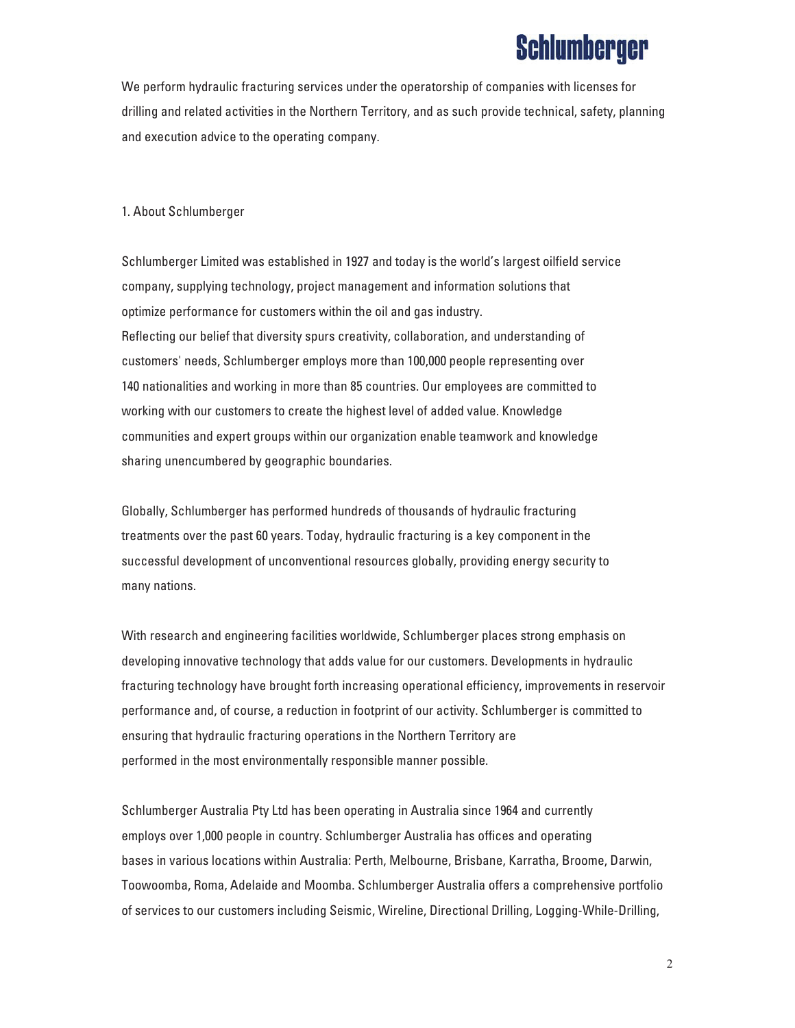We perform hydraulic fracturing services under the operatorship of companies with licenses for drilling and related activities in the Northern Territory, and as such provide technical, safety, planning and execution advice to the operating company.

## 1. About Schlumberger

Schlumberger Limited was established in 1927 and today is the world's largest oilfield service company, supplying technology, project management and information solutions that optimize performance for customers within the oil and gas industry.
Reflecting our belief that diversity spurs creativity, collaboration, and understanding of customers' needs, Schlumberger employs more than 100,000 people representing over 140 nationalities and working in more than 85 countries. Our employees are committed to working with our customers to create the highest level of added value. Knowledge communities and expert groups within our organization enable teamwork and knowledge sharing unencumbered by geographic boundaries.

Globally, Schlumberger has performed hundreds of thousands of hydraulic fracturing treatments over the past 60 years. Today, hydraulic fracturing is a key component in the successful development of unconventional resources globally, providing energy security to many nations.

With research and engineering facilities worldwide, Schlumberger places strong emphasis on developing innovative technology that adds value for our customers. Developments in hydraulic fracturing technology have brought forth increasing operational efficiency, improvements in reservoir performance and, of course, a reduction in footprint of our activity. Schlumberger is committed to ensuring that hydraulic fracturing operations in the Northern Territory are performed in the most environmentally responsible manner possible.

Schlumberger Australia Pty Ltd has been operating in Australia since 1964 and currently employs over 1,000 people in country. Schlumberger Australia has offices and operating bases in various locations within Australia: Perth, Melbourne, Brisbane, Karratha, Broome, Darwin, Toowoomba, Roma, Adelaide and Moomba. Schlumberger Australia offers a comprehensive portfolio of services to our customers including Seismic, Wireline, Directional Drilling, Logging-While-Drilling,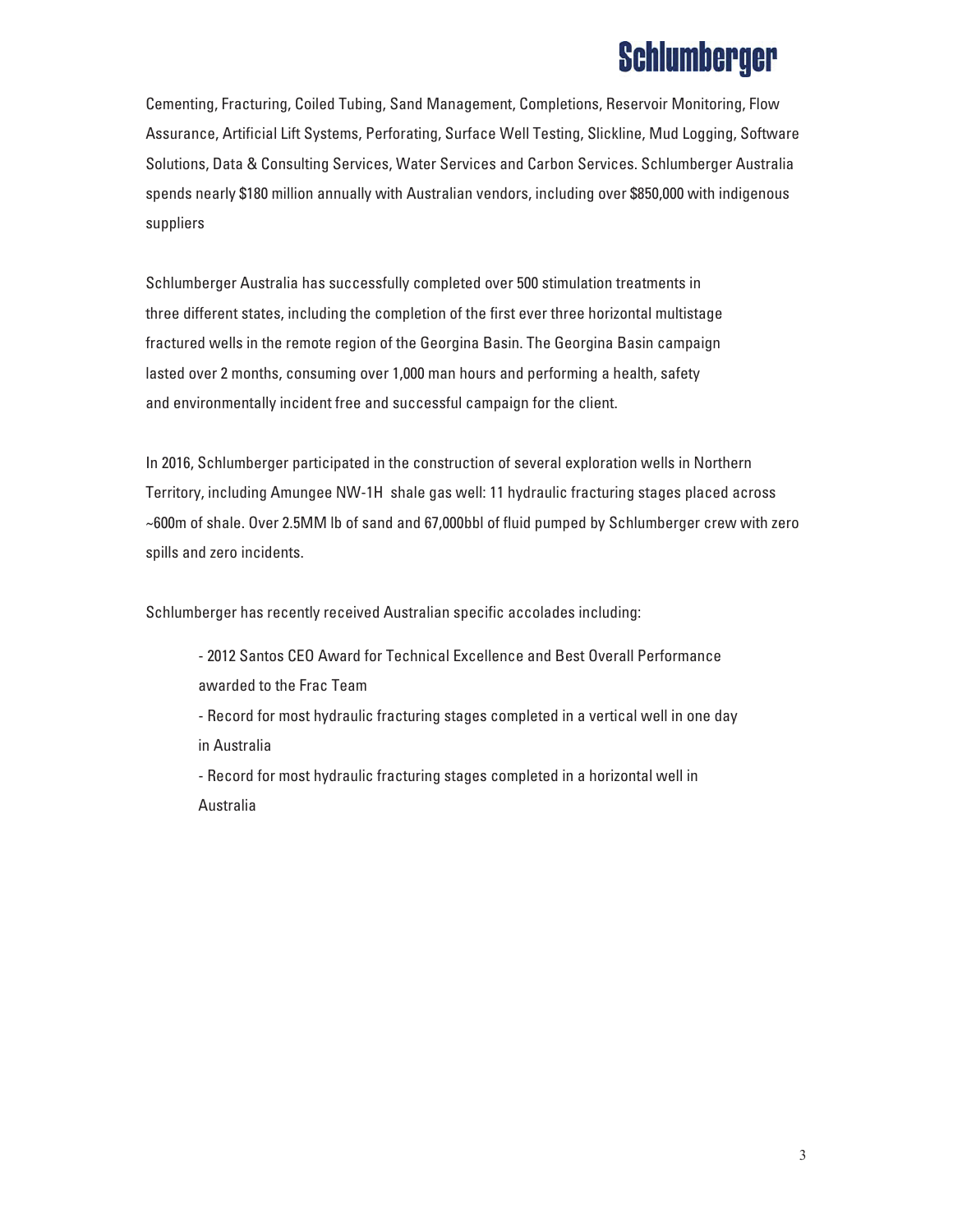Cementing, Fracturing, Coiled Tubing, Sand Management, Completions, Reservoir Monitoring, Flow Assurance, Artificial Lift Systems, Perforating, Surface Well Testing, Slickline, Mud Logging, Software Solutions, Data & Consulting Services, Water Services and Carbon Services. Schlumberger Australia spends nearly $180 million annually with Australian vendors, including over $850,000 with indigenous suppliers

Schlumberger Australia has successfully completed over 500 stimulation treatments in three different states, including the completion of the first ever three horizontal multistage fractured wells in the remote region of the Georgina Basin. The Georgina Basin campaign lasted over 2 months, consuming over 1,000 man hours and performing a health, safety and environmentally incident free and successful campaign for the client.

In 2016, Schlumberger participated in the construction of several exploration wells in Northern Territory, including Amungee NW-1H shale gas well: 11 hydraulic fracturing stages placed across ~600m of shale. Over 2.5MM lb of sand and 67,000bbl of fluid pumped by Schlumberger crew with zero spills and zero incidents.

Schlumberger has recently received Australian specific accolades including:

- 2012 Santos CEO Award for Technical Excellence and Best Overall Performance awarded to the Frac Team
- Record for most hydraulic fracturing stages completed in a vertical well in one day in Australia
- Record for most hydraulic fracturing stages completed in a horizontal well in Australia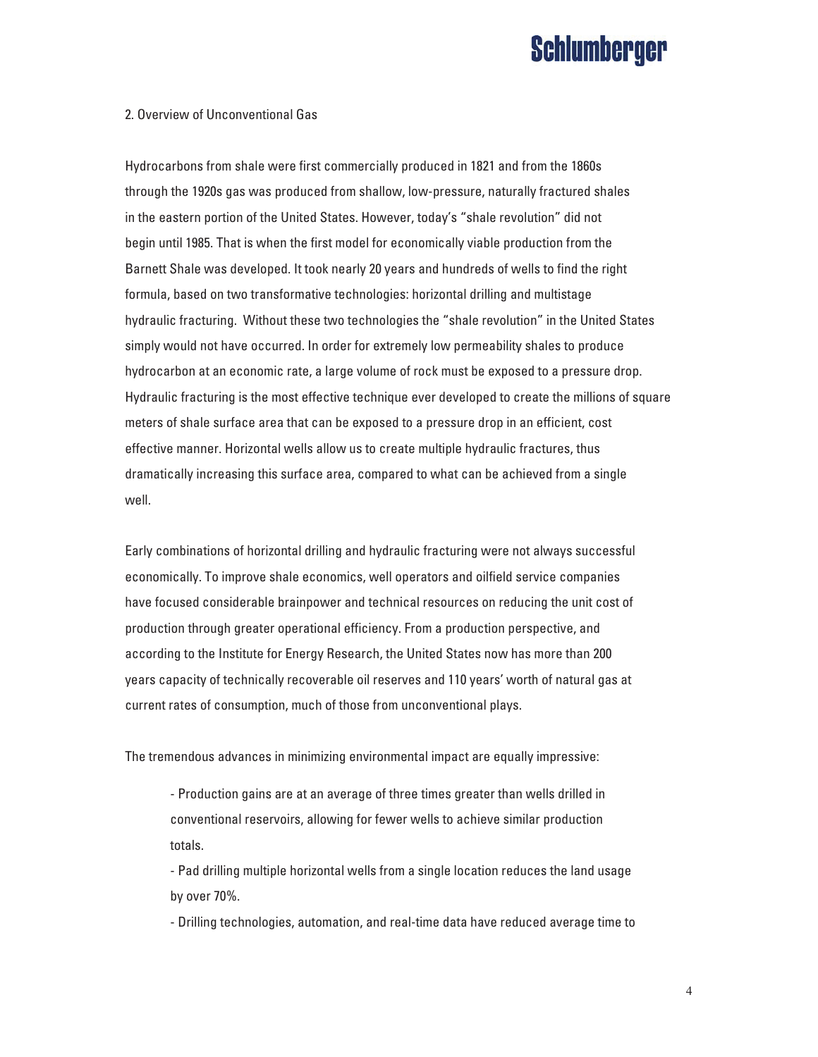## 2. Overview of Unconventional Gas

Hydrocarbons from shale were first commercially produced in 1821 and from the 1860s through the 1920s gas was produced from shallow, low-pressure, naturally fractured shales in the eastern portion of the United States. However, today's "shale revolution" did not begin until 1985. That is when the first model for economically viable production from the Barnett Shale was developed. It took nearly 20 years and hundreds of wells to find the right formula, based on two transformative technologies: horizontal drilling and multistage hydraulic fracturing. Without these two technologies the "shale revolution" in the United States simply would not have occurred. In order for extremely low permeability shales to produce hydrocarbon at an economic rate, a large volume of rock must be exposed to a pressure drop. Hydraulic fracturing is the most effective technique ever developed to create the millions of square meters of shale surface area that can be exposed to a pressure drop in an efficient, cost effective manner. Horizontal wells allow us to create multiple hydraulic fractures, thus dramatically increasing this surface area, compared to what can be achieved from a single well.

Early combinations of horizontal drilling and hydraulic fracturing were not always successful economically. To improve shale economics, well operators and oilfield service companies have focused considerable brainpower and technical resources on reducing the unit cost of production through greater operational efficiency. From a production perspective, and according to the Institute for Energy Research, the United States now has more than 200 years capacity of technically recoverable oil reserves and 110 years' worth of natural gas at current rates of consumption, much of those from unconventional plays.

The tremendous advances in minimizing environmental impact are equally impressive:

- Production gains are at an average of three times greater than wells drilled in conventional reservoirs, allowing for fewer wells to achieve similar production totals.
- Pad drilling multiple horizontal wells from a single location reduces the land usage by over 70%.
- Drilling technologies, automation, and real-time data have reduced average time to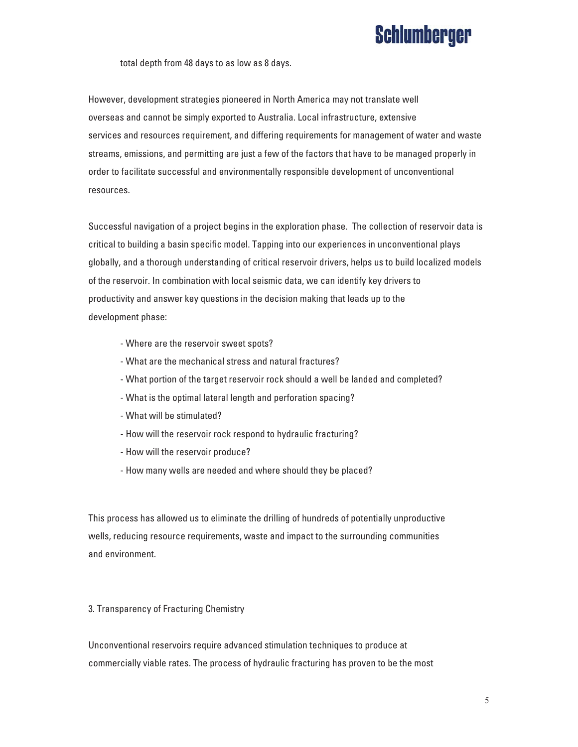total depth from 48 days to as low as 8 days.

However, development strategies pioneered in North America may not translate well overseas and cannot be simply exported to Australia. Local infrastructure, extensive services and resources requirement, and differing requirements for management of water and waste streams, emissions, and permitting are just a few of the factors that have to be managed properly in order to facilitate successful and environmentally responsible development of unconventional resources.

Successful navigation of a project begins in the exploration phase. The collection of reservoir data is critical to building a basin specific model. Tapping into our experiences in unconventional plays globally, and a thorough understanding of critical reservoir drivers, helps us to build localized models of the reservoir. In combination with local seismic data, we can identify key drivers to productivity and answer key questions in the decision making that leads up to the development phase:

- Where are the reservoir sweet spots?
- What are the mechanical stress and natural fractures?
- What portion of the target reservoir rock should a well be landed and completed?
- What is the optimal lateral length and perforation spacing?
- What will be stimulated?
- How will the reservoir rock respond to hydraulic fracturing?
- How will the reservoir produce?
- How many wells are needed and where should they be placed?

This process has allowed us to eliminate the drilling of hundreds of potentially unproductive wells, reducing resource requirements, waste and impact to the surrounding communities and environment.

## 3. Transparency of Fracturing Chemistry

Unconventional reservoirs require advanced stimulation techniques to produce at commercially viable rates. The process of hydraulic fracturing has proven to be the most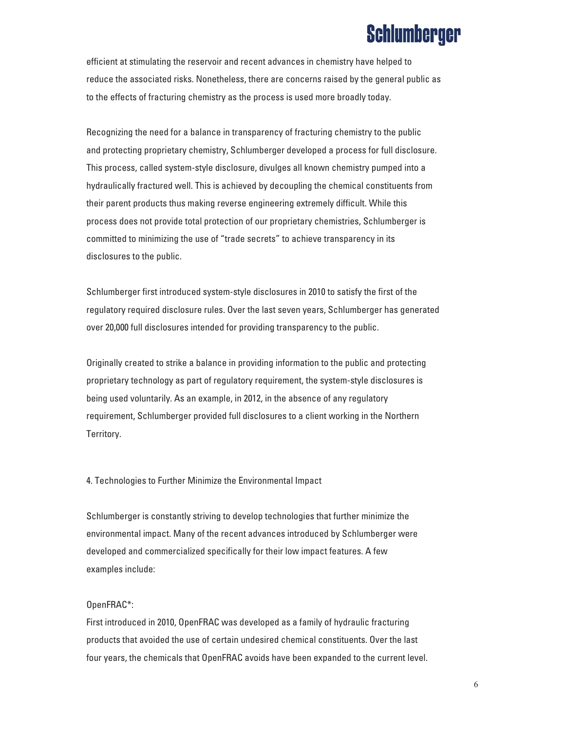efficient at stimulating the reservoir and recent advances in chemistry have helped to reduce the associated risks. Nonetheless, there are concerns raised by the general public as to the effects of fracturing chemistry as the process is used more broadly today.

Recognizing the need for a balance in transparency of fracturing chemistry to the public and protecting proprietary chemistry, Schlumberger developed a process for full disclosure. This process, called system-style disclosure, divulges all known chemistry pumped into a hydraulically fractured well. This is achieved by decoupling the chemical constituents from their parent products thus making reverse engineering extremely difficult. While this process does not provide total protection of our proprietary chemistries, Schlumberger is committed to minimizing the use of "trade secrets" to achieve transparency in its disclosures to the public.

Schlumberger first introduced system-style disclosures in 2010 to satisfy the first of the regulatory required disclosure rules. Over the last seven years, Schlumberger has generated over 20,000 full disclosures intended for providing transparency to the public.

Originally created to strike a balance in providing information to the public and protecting proprietary technology as part of regulatory requirement, the system-style disclosures is being used voluntarily. As an example, in 2012, in the absence of any regulatory requirement, Schlumberger provided full disclosures to a client working in the Northern Territory.

## 4. Technologies to Further Minimize the Environmental Impact

Schlumberger is constantly striving to develop technologies that further minimize the environmental impact. Many of the recent advances introduced by Schlumberger were developed and commercialized specifically for their low impact features. A few examples include:

OpenFRAC*:
First introduced in 2010, OpenFRAC was developed as a family of hydraulic fracturing products that avoided the use of certain undesired chemical constituents. Over the last four years, the chemicals that OpenFRAC avoids have been expanded to the current level.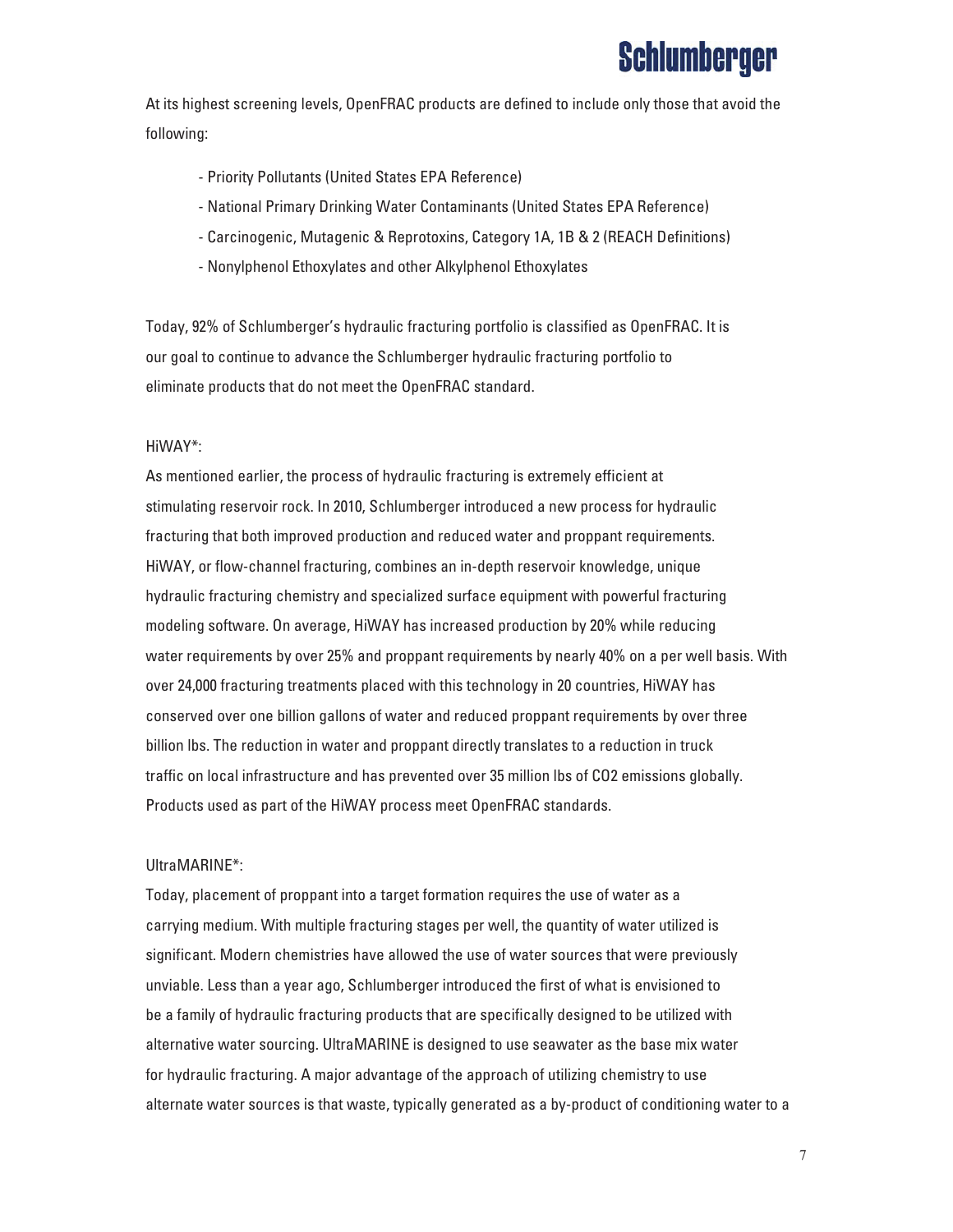At its highest screening levels, OpenFRAC products are defined to include only those that avoid the following:

- Priority Pollutants (United States EPA Reference)
- National Primary Drinking Water Contaminants (United States EPA Reference)
- Carcinogenic, Mutagenic & Reprotoxins, Category 1A, 1B & 2 (REACH Definitions)
- Nonylphenol Ethoxylates and other Alkylphenol Ethoxylates

Today, 92% of Schlumberger's hydraulic fracturing portfolio is classified as OpenFRAC. It is our goal to continue to advance the Schlumberger hydraulic fracturing portfolio to eliminate products that do not meet the OpenFRAC standard.

HiWAY*:

As mentioned earlier, the process of hydraulic fracturing is extremely efficient at stimulating reservoir rock. In 2010, Schlumberger introduced a new process for hydraulic fracturing that both improved production and reduced water and proppant requirements. HiWAY, or flow-channel fracturing, combines an in-depth reservoir knowledge, unique hydraulic fracturing chemistry and specialized surface equipment with powerful fracturing modeling software. On average, HiWAY has increased production by 20% while reducing water requirements by over 25% and proppant requirements by nearly 40% on a per well basis. With over 24,000 fracturing treatments placed with this technology in 20 countries, HiWAY has conserved over one billion gallons of water and reduced proppant requirements by over three billion lbs. The reduction in water and proppant directly translates to a reduction in truck traffic on local infrastructure and has prevented over 35 million lbs of $CO_2$ emissions globally. Products used as part of the HiWAY process meet OpenFRAC standards.

UltraMARINE*:

Today, placement of proppant into a target formation requires the use of water as a carrying medium. With multiple fracturing stages per well, the quantity of water utilized is significant. Modern chemistries have allowed the use of water sources that were previously unviable. Less than a year ago, Schlumberger introduced the first of what is envisioned to be a family of hydraulic fracturing products that are specifically designed to be utilized with alternative water sourcing. UltraMARINE is designed to use seawater as the base mix water for hydraulic fracturing. A major advantage of the approach of utilizing chemistry to use alternate water sources is that waste, typically generated as a by-product of conditioning water to a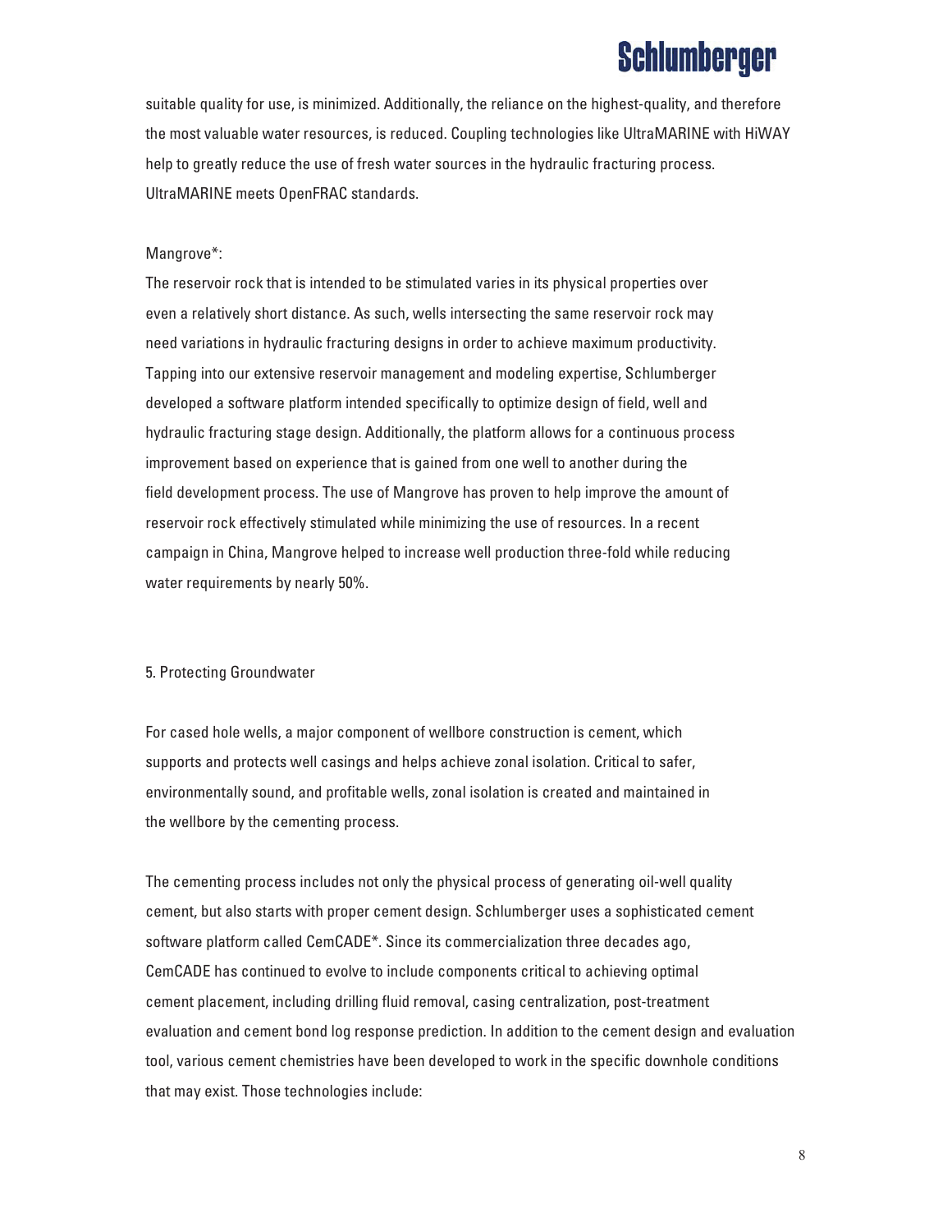suitable quality for use, is minimized. Additionally, the reliance on the highest-quality, and therefore the most valuable water resources, is reduced. Coupling technologies like UltraMARINE with HiWAY help to greatly reduce the use of fresh water sources in the hydraulic fracturing process. UltraMARINE meets OpenFRAC standards.

Mangrove*:

The reservoir rock that is intended to be stimulated varies in its physical properties over even a relatively short distance. As such, wells intersecting the same reservoir rock may need variations in hydraulic fracturing designs in order to achieve maximum productivity. Tapping into our extensive reservoir management and modeling expertise, Schlumberger developed a software platform intended specifically to optimize design of field, well and hydraulic fracturing stage design. Additionally, the platform allows for a continuous process improvement based on experience that is gained from one well to another during the field development process. The use of Mangrove has proven to help improve the amount of reservoir rock effectively stimulated while minimizing the use of resources. In a recent campaign in China, Mangrove helped to increase well production three-fold while reducing water requirements by nearly 50%.

## 5. Protecting Groundwater

For cased hole wells, a major component of wellbore construction is cement, which supports and protects well casings and helps achieve zonal isolation. Critical to safer, environmentally sound, and profitable wells, zonal isolation is created and maintained in the wellbore by the cementing process.

The cementing process includes not only the physical process of generating oil-well quality cement, but also starts with proper cement design. Schlumberger uses a sophisticated cement software platform called CemCADE*. Since its commercialization three decades ago, CemCADE has continued to evolve to include components critical to achieving optimal cement placement, including drilling fluid removal, casing centralization, post-treatment evaluation and cement bond log response prediction. In addition to the cement design and evaluation tool, various cement chemistries have been developed to work in the specific downhole conditions that may exist. Those technologies include: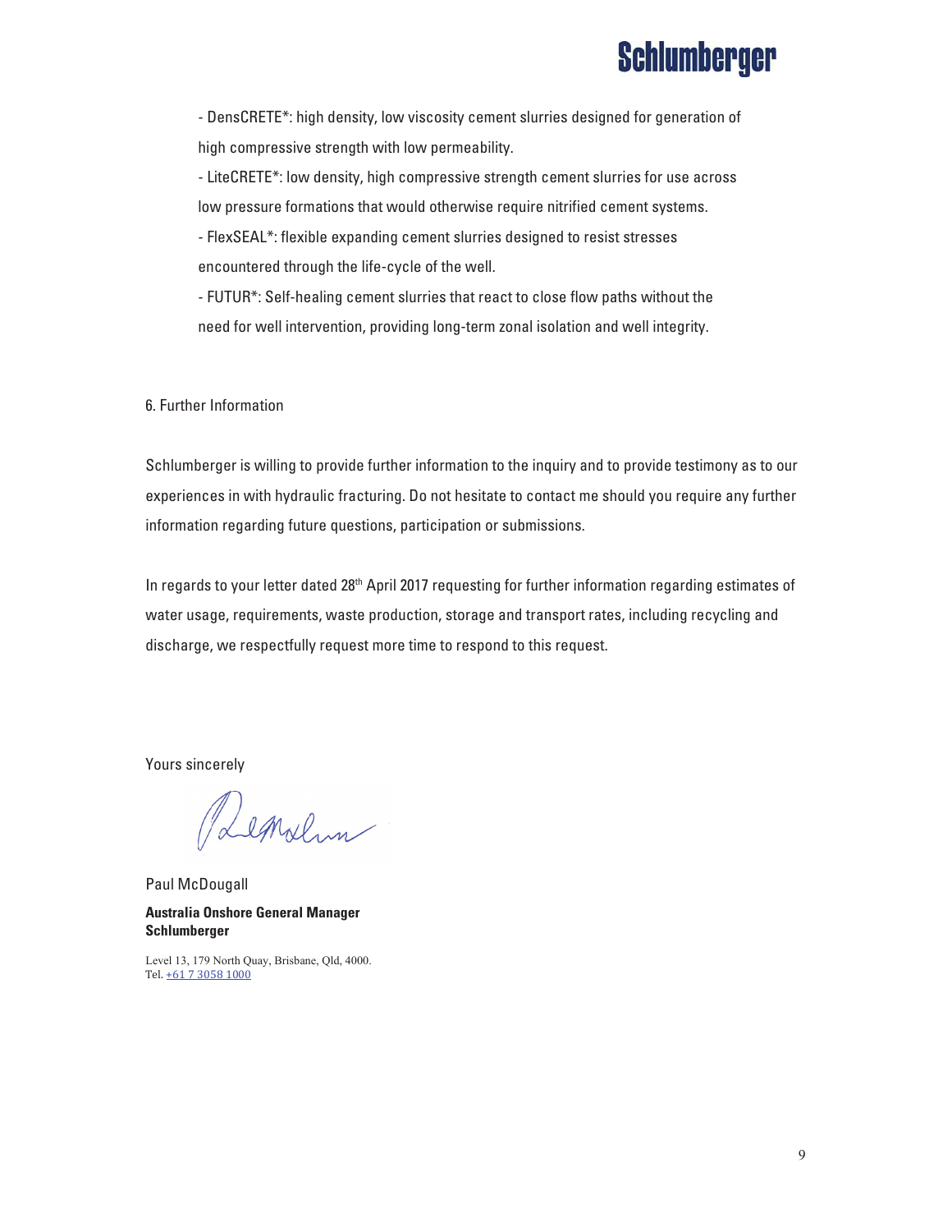- DensCRETE*: high density, low viscosity cement slurries designed for generation of high compressive strength with low permeability.
- LiteCRETE*: low density, high compressive strength cement slurries for use across low pressure formations that would otherwise require nitrified cement systems.
- FlexSEAL*: flexible expanding cement slurries designed to resist stresses encountered through the life-cycle of the well.
- FUTUR*: Self-healing cement slurries that react to close flow paths without the need for well intervention, providing long-term zonal isolation and well integrity.

## 6. Further Information

Schlumberger is willing to provide further information to the inquiry and to provide testimony as to our experiences in with hydraulic fracturing. Do not hesitate to contact me should you require any further information regarding future questions, participation or submissions.

In regards to your letter dated 28th April 2017 requesting for further information regarding estimates of water usage, requirements, waste production, storage and transport rates, including recycling and discharge, we respectfully request more time to respond to this request.

Yours sincerely

Paul McDougall

**Australia Onshore General Manager**
**Schlumberger**

Level 13, 179 North Quay, Brisbane, Qld, 4000.
Tel. +61 7 3058 1000